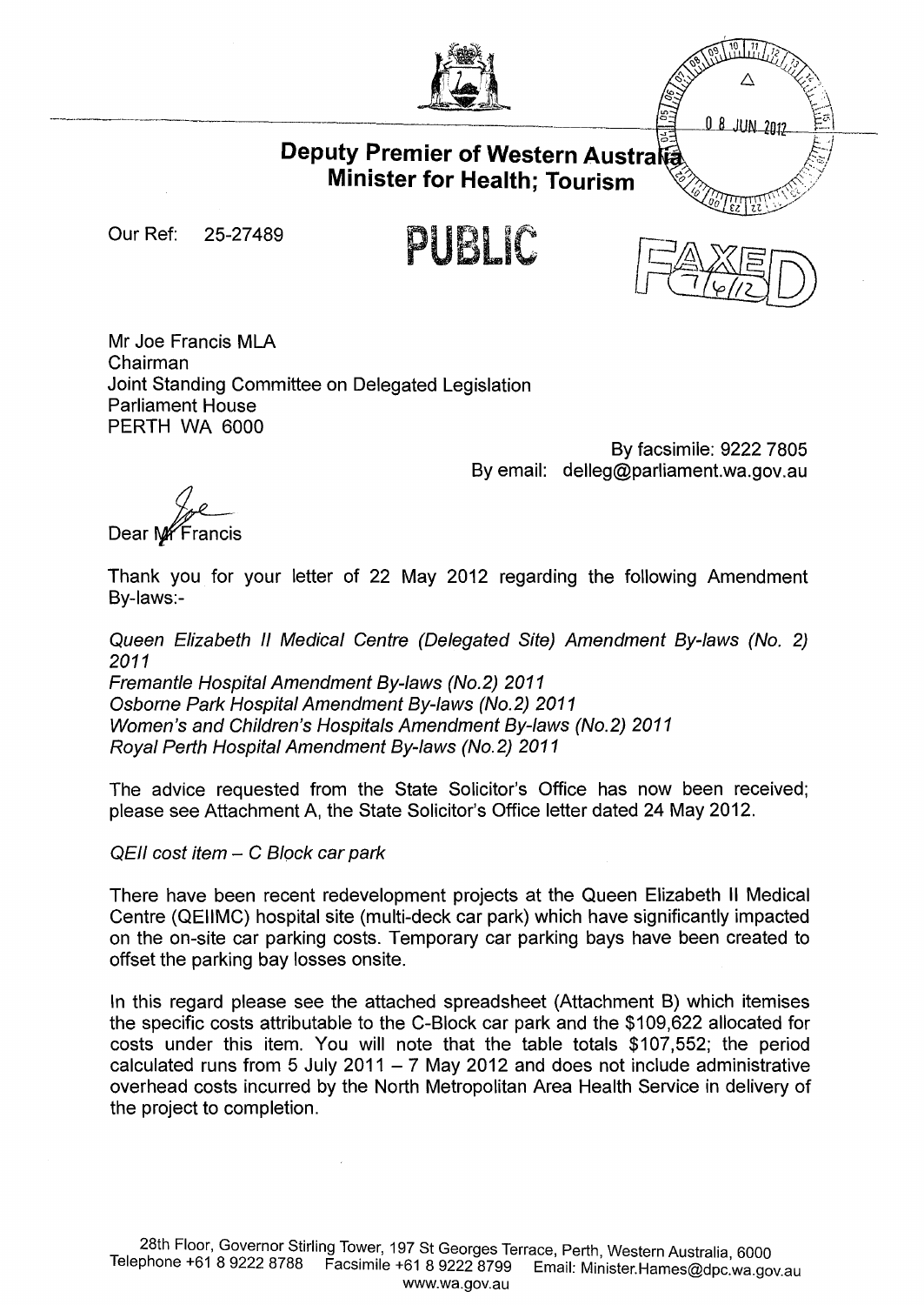# Deputy Premier of Western Australia
## Minister for Health; Tourism

Our Ref: 25-27489

**PUBLIC**

FAXED 7/6/12

08 JUN 2012

Mr Joe Francis MLA
Chairman
Joint Standing Committee on Delegated Legislation
Parliament House
PERTH WA 6000

By facsimile: 9222 7805
By email: delleg@parliament.wa.gov.au

Dear Joe

Thank you for your letter of 22 May 2012 regarding the following Amendment By-laws:-

*Queen Elizabeth II Medical Centre (Delegated Site) Amendment By-laws (No. 2) 2011*
*Fremantle Hospital Amendment By-laws (No.2) 2011*
*Osborne Park Hospital Amendment By-laws (No.2) 2011*
*Women's and Children's Hospitals Amendment By-laws (No.2) 2011*
*Royal Perth Hospital Amendment By-laws (No.2) 2011*

The advice requested from the State Solicitor's Office has now been received; please see Attachment A, the State Solicitor's Office letter dated 24 May 2012.

*QEII cost item – C Block car park*

There have been recent redevelopment projects at the Queen Elizabeth II Medical Centre (QEIIMC) hospital site (multi-deck car park) which have significantly impacted on the on-site car parking costs. Temporary car parking bays have been created to offset the parking bay losses onsite.

In this regard please see the attached spreadsheet (Attachment B) which itemises the specific costs attributable to the C-Block car park and the $109,622 allocated for costs under this item. You will note that the table totals $107,552; the period calculated runs from 5 July 2011 – 7 May 2012 and does not include administrative overhead costs incurred by the North Metropolitan Area Health Service in delivery of the project to completion.

28th Floor, Governor Stirling Tower, 197 St Georges Terrace, Perth, Western Australia, 6000
Telephone +61 8 9222 8788 Facsimile +61 8 9222 8799 Email: Minister.Hames@dpc.wa.gov.au
www.wa.gov.au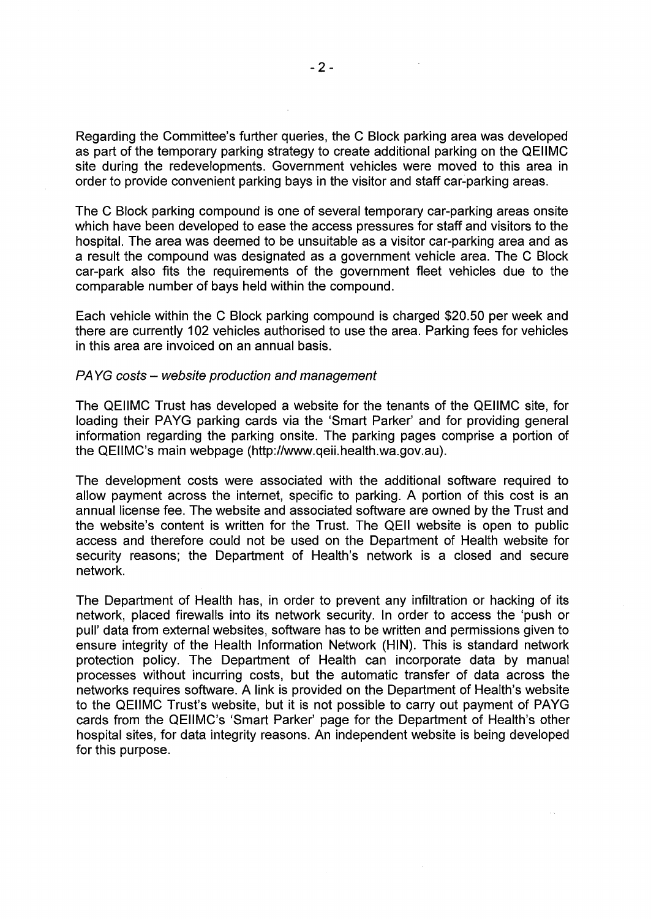Regarding the Committee's further queries, the C Block parking area was developed as part of the temporary parking strategy to create additional parking on the QEIIMC site during the redevelopments. Government vehicles were moved to this area in order to provide convenient parking bays in the visitor and staff car-parking areas.

The C Block parking compound is one of several temporary car-parking areas onsite which have been developed to ease the access pressures for staff and visitors to the hospital. The area was deemed to be unsuitable as a visitor car-parking area and as a result the compound was designated as a government vehicle area. The C Block car-park also fits the requirements of the government fleet vehicles due to the comparable number of bays held within the compound.

Each vehicle within the C Block parking compound is charged $20.50 per week and there are currently 102 vehicles authorised to use the area. Parking fees for vehicles in this area are invoiced on an annual basis.

*PAYG costs – website production and management*

The QEIIMC Trust has developed a website for the tenants of the QEIIMC site, for loading their PAYG parking cards via the 'Smart Parker' and for providing general information regarding the parking onsite. The parking pages comprise a portion of the QEIIMC's main webpage (http://www.qeii.health.wa.gov.au).

The development costs were associated with the additional software required to allow payment across the internet, specific to parking. A portion of this cost is an annual license fee. The website and associated software are owned by the Trust and the website's content is written for the Trust. The QEII website is open to public access and therefore could not be used on the Department of Health website for security reasons; the Department of Health's network is a closed and secure network.

The Department of Health has, in order to prevent any infiltration or hacking of its network, placed firewalls into its network security. In order to access the 'push or pull' data from external websites, software has to be written and permissions given to ensure integrity of the Health Information Network (HIN). This is standard network protection policy. The Department of Health can incorporate data by manual processes without incurring costs, but the automatic transfer of data across the networks requires software. A link is provided on the Department of Health's website to the QEIIMC Trust's website, but it is not possible to carry out payment of PAYG cards from the QEIIMC's 'Smart Parker' page for the Department of Health's other hospital sites, for data integrity reasons. An independent website is being developed for this purpose.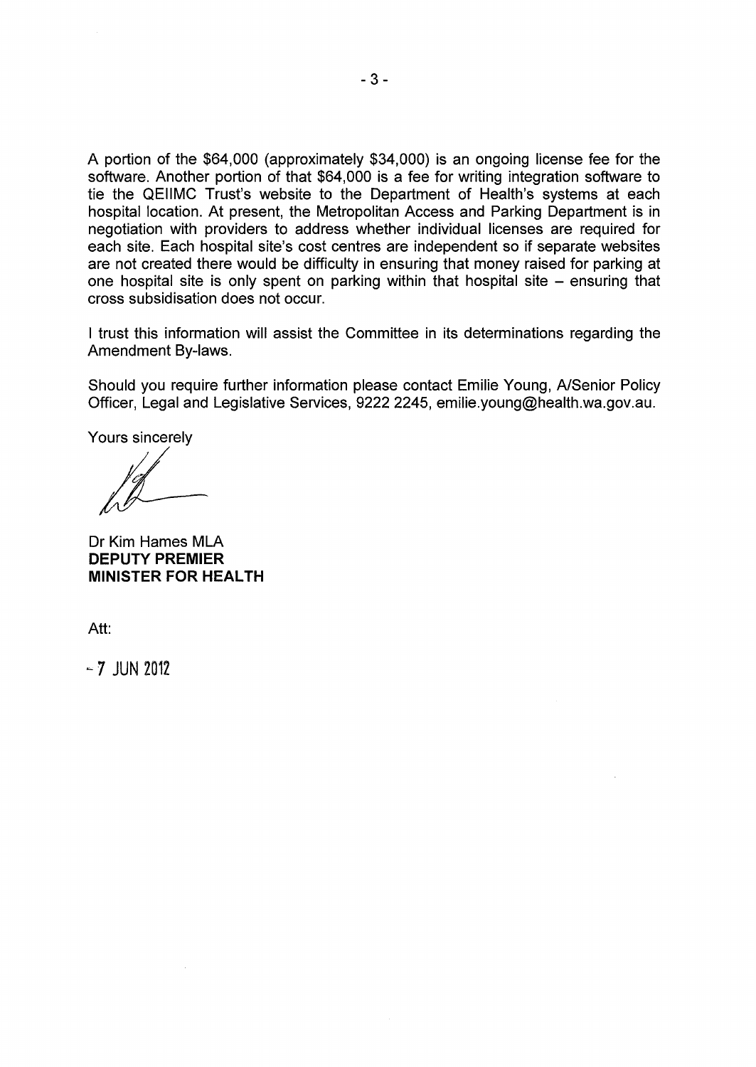A portion of the $64,000 (approximately $34,000) is an ongoing license fee for the software. Another portion of that $64,000 is a fee for writing integration software to tie the QEIIMC Trust's website to the Department of Health's systems at each hospital location. At present, the Metropolitan Access and Parking Department is in negotiation with providers to address whether individual licenses are required for each site. Each hospital site's cost centres are independent so if separate websites are not created there would be difficulty in ensuring that money raised for parking at one hospital site is only spent on parking within that hospital site – ensuring that cross subsidisation does not occur.

I trust this information will assist the Committee in its determinations regarding the Amendment By-laws.

Should you require further information please contact Emilie Young, A/Senior Policy Officer, Legal and Legislative Services, 9222 2245, emilie.young@health.wa.gov.au.

Yours sincerely

Dr Kim Hames MLA
**DEPUTY PREMIER**
**MINISTER FOR HEALTH**

Att:

- 7 JUN 2012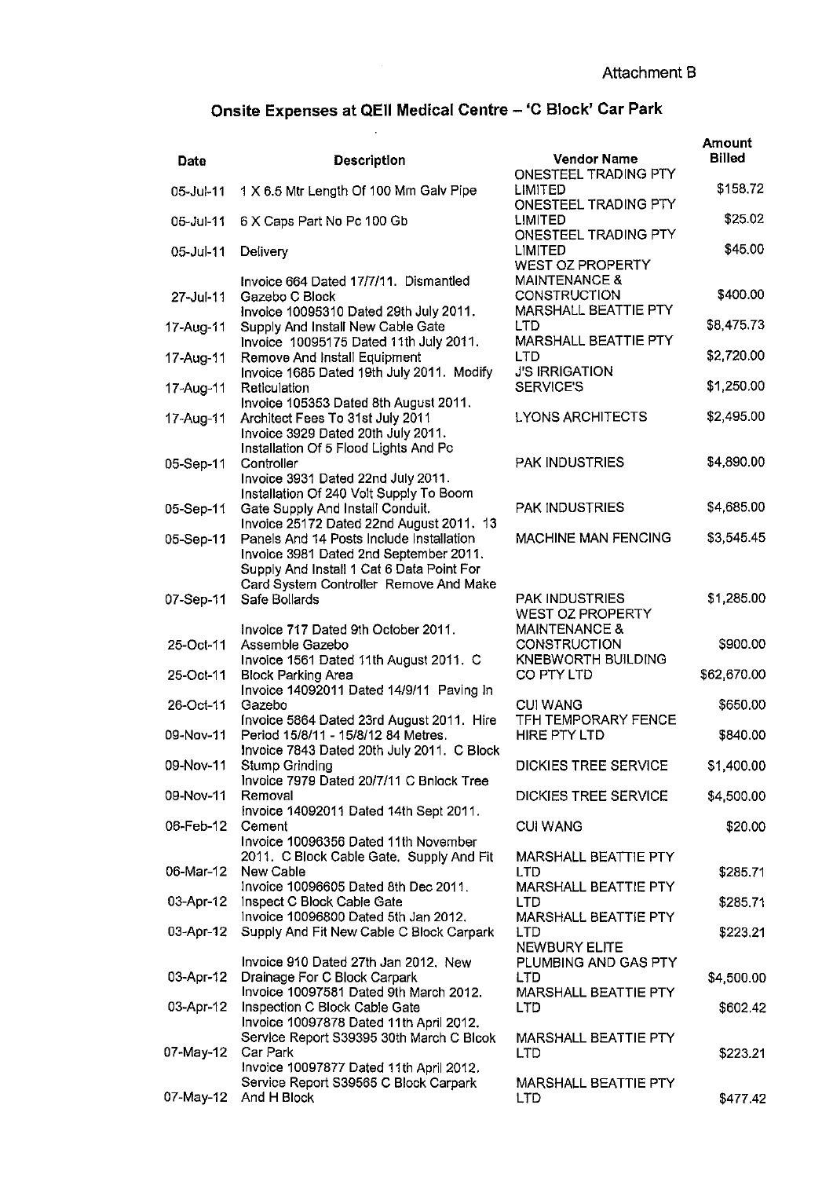Attachment B

## Onsite Expenses at QEII Medical Centre – 'C Block' Car Park

| Date | Description | Vendor Name | Amount Billed |
|---|---|---|---|
| 05-Jul-11 | 1 X 6.5 Mtr Length Of 100 Mm Galv Pipe | ONESTEEL TRADING PTY LIMITED | $158.72 |
| 05-Jul-11 | 6 X Caps Part No Pc 100 Gb | ONESTEEL TRADING PTY LIMITED | $25.02 |
| 05-Jul-11 | Delivery | ONESTEEL TRADING PTY LIMITED | $45.00 |
| 27-Jul-11 | Invoice 664 Dated 17/7/11. Dismantled Gazebo C Block | WEST OZ PROPERTY MAINTENANCE & CONSTRUCTION | $400.00 |
| 17-Aug-11 | Invoice 10095310 Dated 29th July 2011. Supply And Install New Cable Gate | MARSHALL BEATTIE PTY LTD | $8,475.73 |
| 17-Aug-11 | Invoice 10095175 Dated 11th July 2011. Remove And Install Equipment | MARSHALL BEATTIE PTY LTD | $2,720.00 |
| 17-Aug-11 | Invoice 1685 Dated 19th July 2011. Modify Reticulation | J'S IRRIGATION SERVICE'S | $1,250.00 |
| 17-Aug-11 | Invoice 105353 Dated 8th August 2011. Architect Fees To 31st July 2011 | LYONS ARCHITECTS | $2,495.00 |
| 05-Sep-11 | Invoice 3929 Dated 20th July 2011. Installation Of 5 Flood Lights And Pc Controller | PAK INDUSTRIES | $4,890.00 |
| 05-Sep-11 | Invoice 3931 Dated 22nd July 2011. Installation Of 240 Volt Supply To Boom Gate Supply And Install Conduit. | PAK INDUSTRIES | $4,685.00 |
| 05-Sep-11 | Invoice 25172 Dated 22nd August 2011. 13 Panels And 14 Posts Include Installation | MACHINE MAN FENCING | $3,545.45 |
| 07-Sep-11 | Invoice 3981 Dated 2nd September 2011. Supply And Install 1 Cat 6 Data Point For Card System Controller Remove And Make Safe Bollards | PAK INDUSTRIES | $1,285.00 |
| 25-Oct-11 | Invoice 717 Dated 9th October 2011. Assemble Gazebo | WEST OZ PROPERTY MAINTENANCE & CONSTRUCTION | $900.00 |
| 25-Oct-11 | Invoice 1561 Dated 11th August 2011. C Block Parking Area | KNEBWORTH BUILDING CO PTY LTD | $62,670.00 |
| 26-Oct-11 | Invoice 14092011 Dated 14/9/11 Paving In Gazebo | CUI WANG | $650.00 |
| 09-Nov-11 | Invoice 5864 Dated 23rd August 2011. Hire Period 15/8/11 - 15/8/12 84 Metres. | TFH TEMPORARY FENCE HIRE PTY LTD | $840.00 |
| 09-Nov-11 | Invoice 7843 Dated 20th July 2011. C Block Stump Grinding | DICKIES TREE SERVICE | $1,400.00 |
| 09-Nov-11 | Invoice 7979 Dated 20/7/11 C Bnlock Tree Removal | DICKIES TREE SERVICE | $4,500.00 |
| 06-Feb-12 | Invoice 14092011 Dated 14th Sept 2011. Cement | CUI WANG | $20.00 |
| 06-Mar-12 | Invoice 10096356 Dated 11th November 2011. C Block Cable Gate. Supply And Fit New Cable | MARSHALL BEATTIE PTY LTD | $285.71 |
| 03-Apr-12 | Invoice 10096605 Dated 8th Dec 2011. Inspect C Block Cable Gate | MARSHALL BEATTIE PTY LTD | $285.71 |
| 03-Apr-12 | Invoice 10096800 Dated 5th Jan 2012. Supply And Fit New Cable C Block Carpark | MARSHALL BEATTIE PTY LTD | $223.21 |
| 03-Apr-12 | Invoice 910 Dated 27th Jan 2012. New Drainage For C Block Carpark | NEWBURY ELITE PLUMBING AND GAS PTY LTD | $4,500.00 |
| 03-Apr-12 | Invoice 10097581 Dated 9th March 2012. Inspection C Block Cable Gate | MARSHALL BEATTIE PTY LTD | $602.42 |
| 07-May-12 | Invoice 10097878 Dated 11th April 2012. Service Report S39395 30th March C Blcok Car Park | MARSHALL BEATTIE PTY LTD | $223.21 |
| 07-May-12 | Invoice 10097877 Dated 11th April 2012. Service Report S39565 C Block Carpark And H Block | MARSHALL BEATTIE PTY LTD | $477.42 |